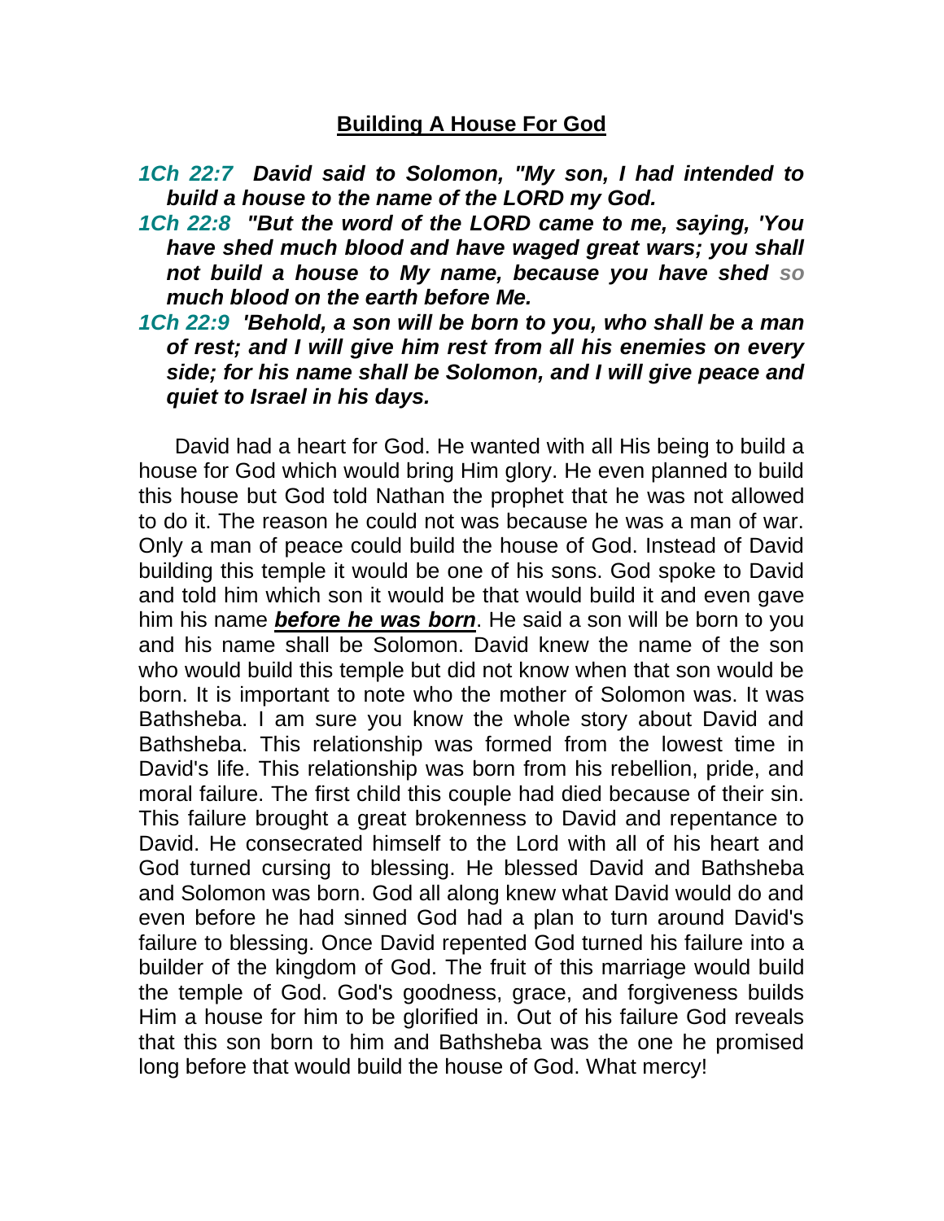# **Building A House For God**

***1Ch 22:7 David said to Solomon, "My son, I had intended to build a house to the name of the LORD my God.***

***1Ch 22:8 "But the word of the LORD came to me, saying, 'You have shed much blood and have waged great wars; you shall not build a house to My name, because you have shed so much blood on the earth before Me.***

***1Ch 22:9 'Behold, a son will be born to you, who shall be a man of rest; and I will give him rest from all his enemies on every side; for his name shall be Solomon, and I will give peace and quiet to Israel in his days.***

David had a heart for God. He wanted with all His being to build a house for God which would bring Him glory. He even planned to build this house but God told Nathan the prophet that he was not allowed to do it. The reason he could not was because he was a man of war. Only a man of peace could build the house of God. Instead of David building this temple it would be one of his sons. God spoke to David and told him which son it would be that would build it and even gave him his name ***before he was born***. He said a son will be born to you and his name shall be Solomon. David knew the name of the son who would build this temple but did not know when that son would be born. It is important to note who the mother of Solomon was. It was Bathsheba. I am sure you know the whole story about David and Bathsheba. This relationship was formed from the lowest time in David's life. This relationship was born from his rebellion, pride, and moral failure. The first child this couple had died because of their sin. This failure brought a great brokenness to David and repentance to David. He consecrated himself to the Lord with all of his heart and God turned cursing to blessing. He blessed David and Bathsheba and Solomon was born. God all along knew what David would do and even before he had sinned God had a plan to turn around David's failure to blessing. Once David repented God turned his failure into a builder of the kingdom of God. The fruit of this marriage would build the temple of God. God's goodness, grace, and forgiveness builds Him a house for him to be glorified in. Out of his failure God reveals that this son born to him and Bathsheba was the one he promised long before that would build the house of God. What mercy!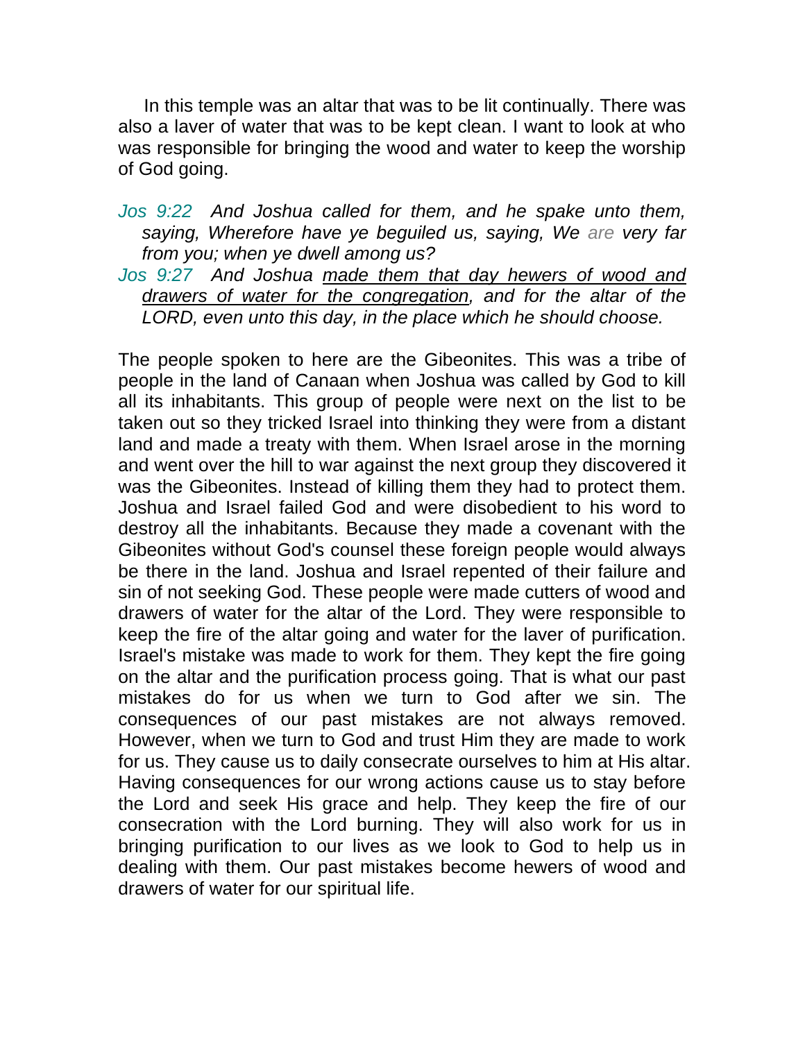In this temple was an altar that was to be lit continually. There was also a laver of water that was to be kept clean. I want to look at who was responsible for bringing the wood and water to keep the worship of God going.

*Jos 9:22  And Joshua called for them, and he spake unto them, saying, Wherefore have ye beguiled us, saying, We are very far from you; when ye dwell among us?*

*Jos 9:27  And Joshua <u>made them that day hewers of wood and drawers of water for the congregation</u>, and for the altar of the LORD, even unto this day, in the place which he should choose.*

The people spoken to here are the Gibeonites. This was a tribe of people in the land of Canaan when Joshua was called by God to kill all its inhabitants. This group of people were next on the list to be taken out so they tricked Israel into thinking they were from a distant land and made a treaty with them. When Israel arose in the morning and went over the hill to war against the next group they discovered it was the Gibeonites. Instead of killing them they had to protect them. Joshua and Israel failed God and were disobedient to his word to destroy all the inhabitants. Because they made a covenant with the Gibeonites without God's counsel these foreign people would always be there in the land. Joshua and Israel repented of their failure and sin of not seeking God. These people were made cutters of wood and drawers of water for the altar of the Lord. They were responsible to keep the fire of the altar going and water for the laver of purification. Israel's mistake was made to work for them. They kept the fire going on the altar and the purification process going. That is what our past mistakes do for us when we turn to God after we sin. The consequences of our past mistakes are not always removed. However, when we turn to God and trust Him they are made to work for us. They cause us to daily consecrate ourselves to him at His altar. Having consequences for our wrong actions cause us to stay before the Lord and seek His grace and help. They keep the fire of our consecration with the Lord burning. They will also work for us in bringing purification to our lives as we look to God to help us in dealing with them. Our past mistakes become hewers of wood and drawers of water for our spiritual life.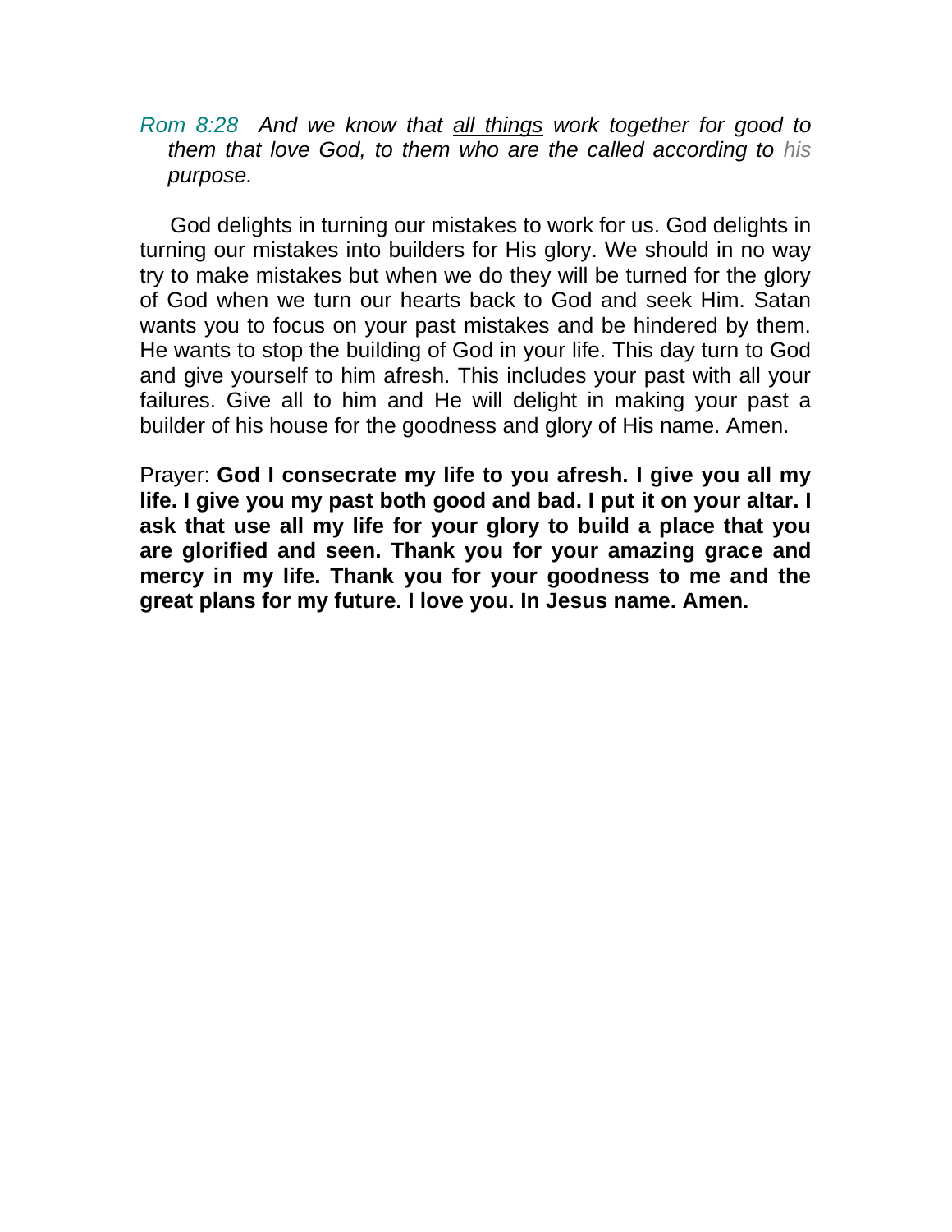*Rom 8:28  And we know that <u>all things</u> work together for good to them that love God, to them who are the called according to his purpose.*

God delights in turning our mistakes to work for us. God delights in turning our mistakes into builders for His glory. We should in no way try to make mistakes but when we do they will be turned for the glory of God when we turn our hearts back to God and seek Him. Satan wants you to focus on your past mistakes and be hindered by them. He wants to stop the building of God in your life. This day turn to God and give yourself to him afresh. This includes your past with all your failures. Give all to him and He will delight in making your past a builder of his house for the goodness and glory of His name. Amen.

Prayer: **God I consecrate my life to you afresh. I give you all my life. I give you my past both good and bad. I put it on your altar. I ask that use all my life for your glory to build a place that you are glorified and seen. Thank you for your amazing grace and mercy in my life. Thank you for your goodness to me and the great plans for my future. I love you. In Jesus name. Amen.**